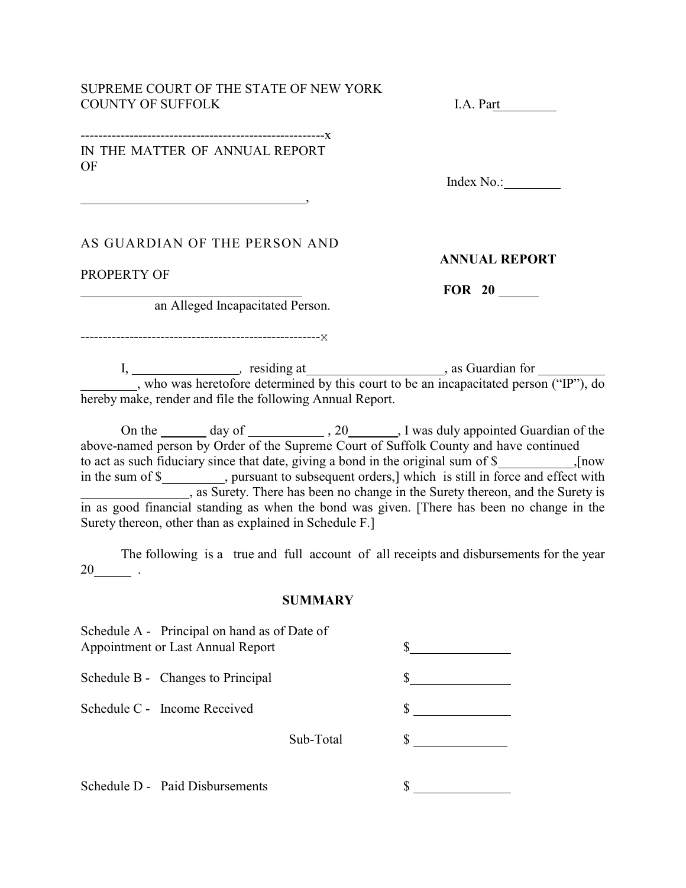SUPREME COURT OF THE STATE OF NEW YORK
COUNTY OF SUFFOLK

I.A. Part_________

-------------------------------------------------------x

IN THE MATTER OF ANNUAL REPORT OF

Index No.:_________

__________________________________,

AS GUARDIAN OF THE PERSON AND PROPERTY OF

__________________________________
an Alleged Incapacitated Person.

-------------------------------------------------------x

**ANNUAL REPORT**

**FOR 20 ______**

I, ________________, residing at____________________, as Guardian for __________ ________, who was heretofore determined by this court to be an incapacitated person ("IP"), do hereby make, render and file the following Annual Report.

On the _______ day of ___________ , 20_______, I was duly appointed Guardian of the above-named person by Order of the Supreme Court of Suffolk County and have continued to act as such fiduciary since that date, giving a bond in the original sum of $___________,[now in the sum of $_________, pursuant to subsequent orders,] which is still in force and effect with ________________, as Surety. There has been no change in the Surety thereon, and the Surety is in as good financial standing as when the bond was given. [There has been no change in the Surety thereon, other than as explained in Schedule F.]

The following is a true and full account of all receipts and disbursements for the year 20______ .

**SUMMARY**

| | |
|---|---|
| Schedule A - Principal on hand as of Date of Appointment or Last Annual Report | $______________ |
| Schedule B - Changes to Principal | $______________ |
| Schedule C - Income Received | $______________ |
| Sub-Total | $______________ |
| Schedule D - Paid Disbursements | $______________ |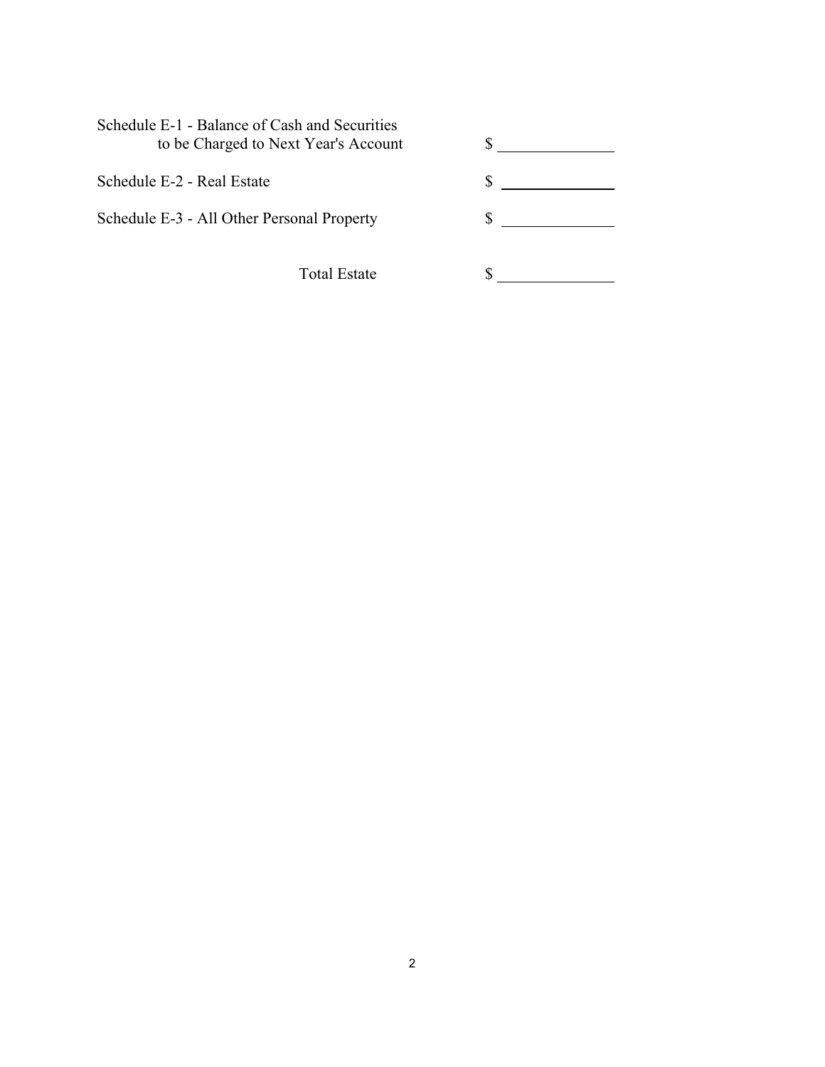| | |
|---|---|
| Schedule E-1 - Balance of Cash and Securities to be Charged to Next Year's Account | $ ______________ |
| Schedule E-2 - Real Estate | $ ______________ |
| Schedule E-3 - All Other Personal Property | $ ______________ |
| Total Estate | $ ______________ |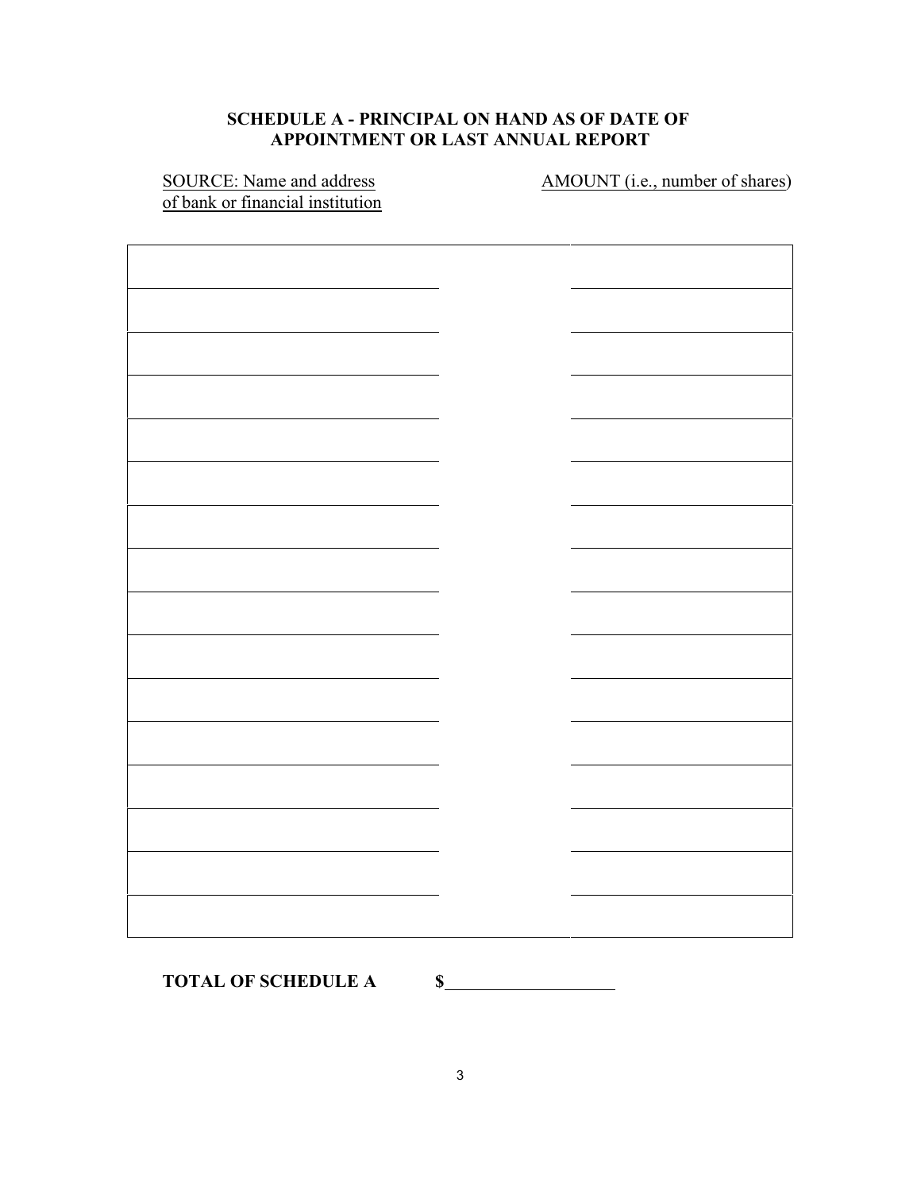## SCHEDULE A - PRINCIPAL ON HAND AS OF DATE OF APPOINTMENT OR LAST ANNUAL REPORT

| SOURCE: Name and address of bank or financial institution | AMOUNT (i.e., number of shares) |
| --- | --- |
| | |
| | |
| | |
| | |
| | |
| | |
| | |
| | |
| | |
| | |
| | |
| | |
| | |
| | |
| | |
| | |

**TOTAL OF SCHEDULE A** **$**\_\_\_\_\_\_\_\_\_\_\_\_\_\_\_\_\_\_\_\_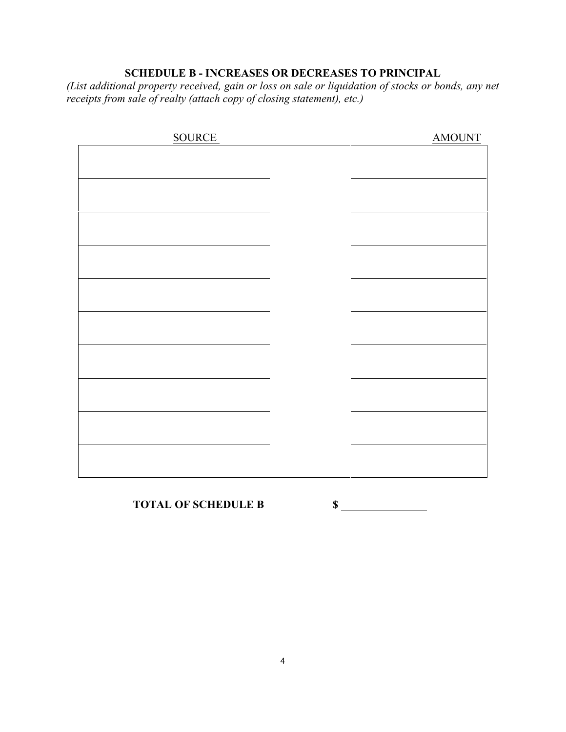**SCHEDULE B - INCREASES OR DECREASES TO PRINCIPAL**

*(List additional property received, gain or loss on sale or liquidation of stocks or bonds, any net receipts from sale of realty (attach copy of closing statement), etc.)*

| SOURCE | AMOUNT |
| --- | --- |
| | |
| | |
| | |
| | |
| | |
| | |
| | |
| | |
| | |
| | |

**TOTAL OF SCHEDULE B** **$** ______________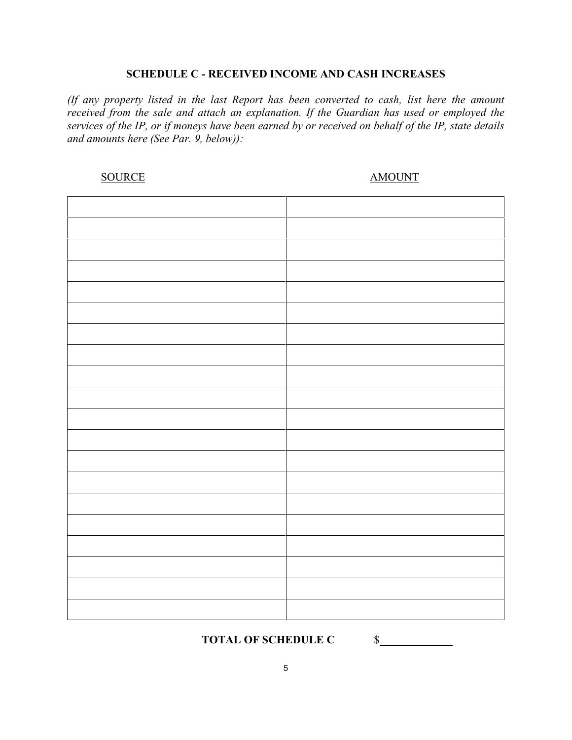## SCHEDULE C - RECEIVED INCOME AND CASH INCREASES

*(If any property listed in the last Report has been converted to cash, list here the amount received from the sale and attach an explanation. If the Guardian has used or employed the services of the IP, or if moneys have been earned by or received on behalf of the IP, state details and amounts here (See Par. 9, below)):*

| SOURCE | AMOUNT |
|---|---|
| | |
| | |
| | |
| | |
| | |
| | |
| | |
| | |
| | |
| | |
| | |
| | |
| | |
| | |
| | |
| | |
| | |
| | |
| | |
| | |

**TOTAL OF SCHEDULE C** $\_\_\_\_\_\_\_\_\_\_\_\_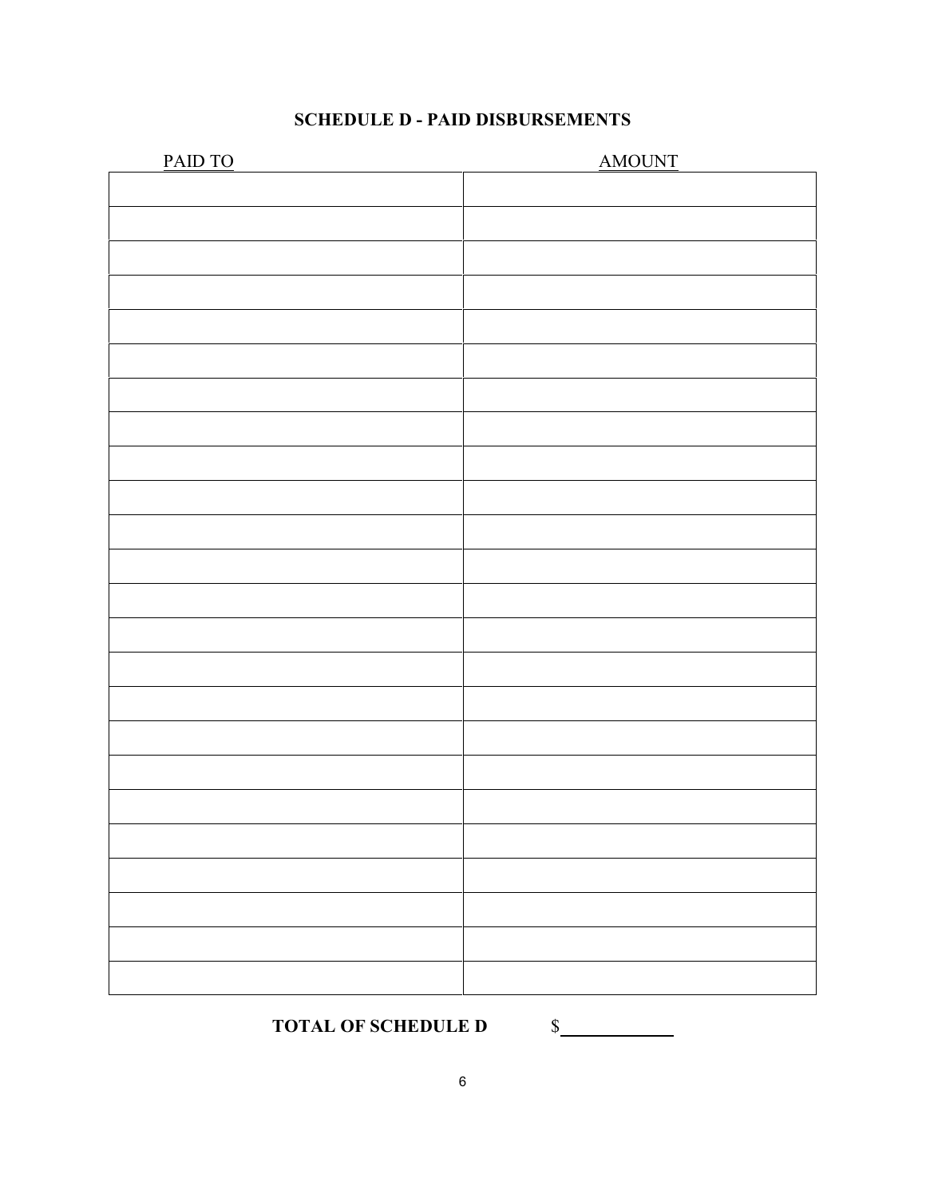## SCHEDULE D - PAID DISBURSEMENTS

| PAID TO | AMOUNT |
| --- | --- |
| | |
| | |
| | |
| | |
| | |
| | |
| | |
| | |
| | |
| | |
| | |
| | |
| | |
| | |
| | |
| | |
| | |
| | |
| | |
| | |
| | |
| | |
| | |
| | |

**TOTAL OF SCHEDULE D** $\_\_\_\_\_\_\_\_\_\_\_\_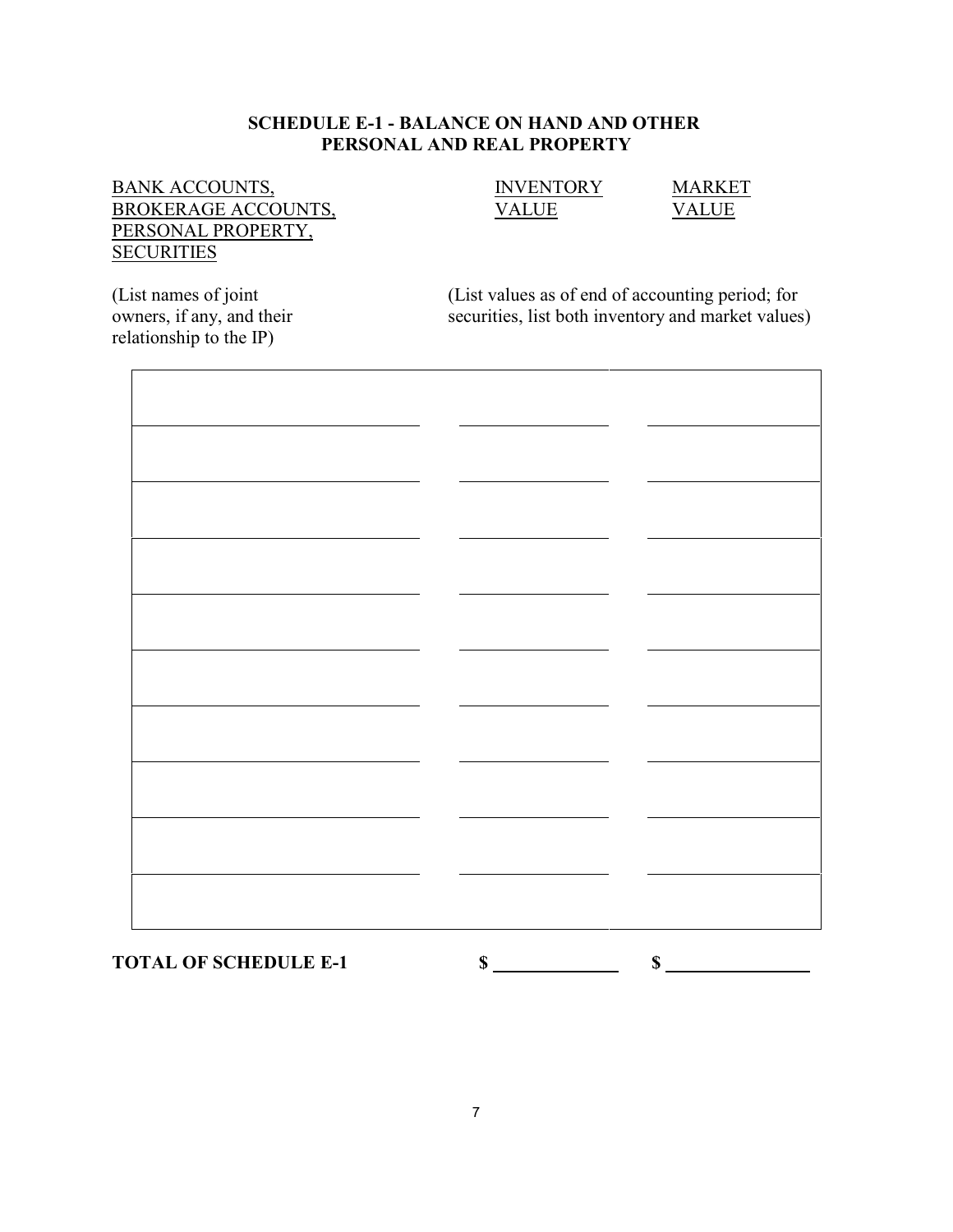## SCHEDULE E-1 - BALANCE ON HAND AND OTHER PERSONAL AND REAL PROPERTY

| BANK ACCOUNTS, BROKERAGE ACCOUNTS, PERSONAL PROPERTY, SECURITIES | INVENTORY VALUE | MARKET VALUE |
| --- | --- | --- |
| (List names of joint owners, if any, and their relationship to the IP) | (List values as of end of accounting period; for securities, list both inventory and market values) | |
| | | |
| | | |
| | | |
| | | |
| | | |
| | | |
| | | |
| | | |
| | | |
| | | |

**TOTAL OF SCHEDULE E-1** **$** ______________ **$** ______________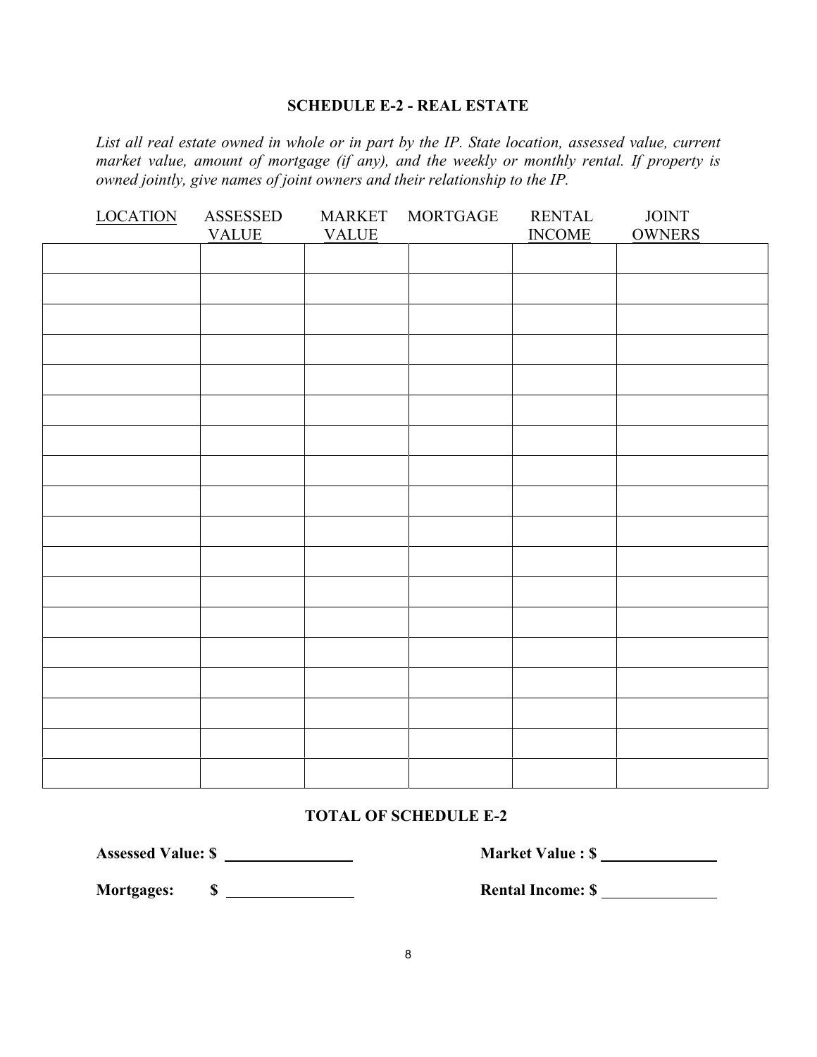### SCHEDULE E-2 - REAL ESTATE

*List all real estate owned in whole or in part by the IP. State location, assessed value, current market value, amount of mortgage (if any), and the weekly or monthly rental. If property is owned jointly, give names of joint owners and their relationship to the IP.*

| LOCATION | ASSESSED VALUE | MARKET VALUE | MORTGAGE | RENTAL INCOME | JOINT OWNERS |
|---|---|---|---|---|---|
| | | | | | |
| | | | | | |
| | | | | | |
| | | | | | |
| | | | | | |
| | | | | | |
| | | | | | |
| | | | | | |
| | | | | | |
| | | | | | |
| | | | | | |
| | | | | | |
| | | | | | |
| | | | | | |
| | | | | | |
| | | | | | |
| | | | | | |
| | | | | | |

**TOTAL OF SCHEDULE E-2**

**Assessed Value: $** ________________ **Market Value : $** ________________

**Mortgages: $** ________________ **Rental Income: $** ________________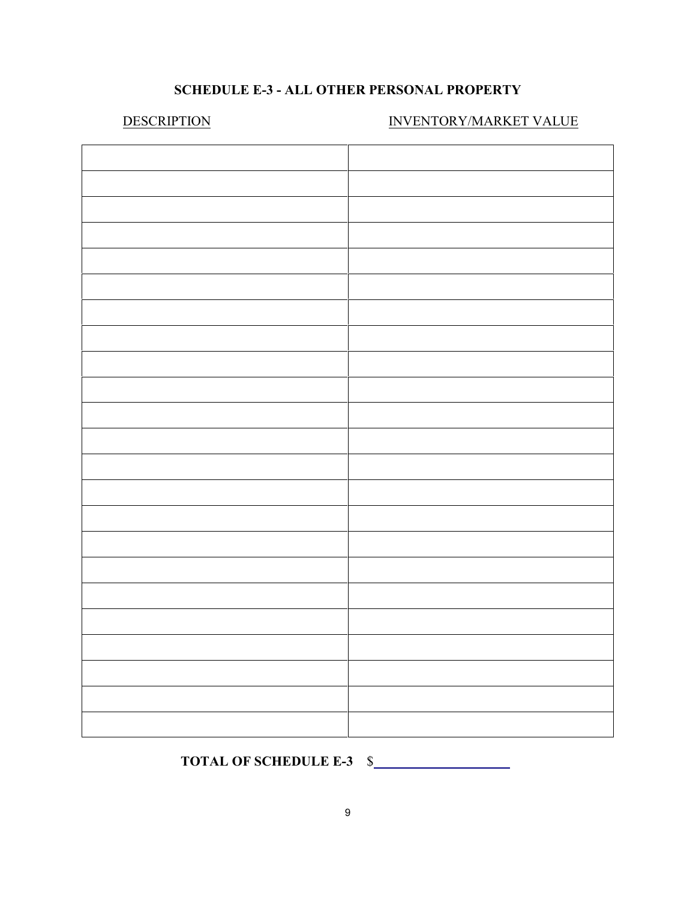### SCHEDULE E-3 - ALL OTHER PERSONAL PROPERTY

| DESCRIPTION | INVENTORY/MARKET VALUE |
|---|---|
| | |
| | |
| | |
| | |
| | |
| | |
| | |
| | |
| | |
| | |
| | |
| | |
| | |
| | |
| | |
| | |
| | |
| | |
| | |
| | |
| | |
| | |
| | |

**TOTAL OF SCHEDULE E-3** $___________________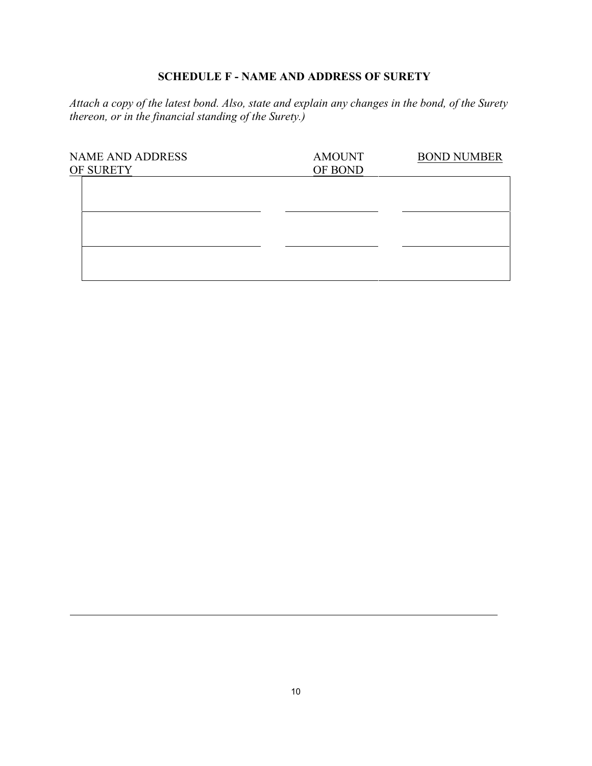## SCHEDULE F - NAME AND ADDRESS OF SURETY

*Attach a copy of the latest bond. Also, state and explain any changes in the bond, of the Surety thereon, or in the financial standing of the Surety.)*

| NAME AND ADDRESS OF SURETY | AMOUNT OF BOND | BOND NUMBER |
|---|---|---|
| | | |
| | | |
| | | |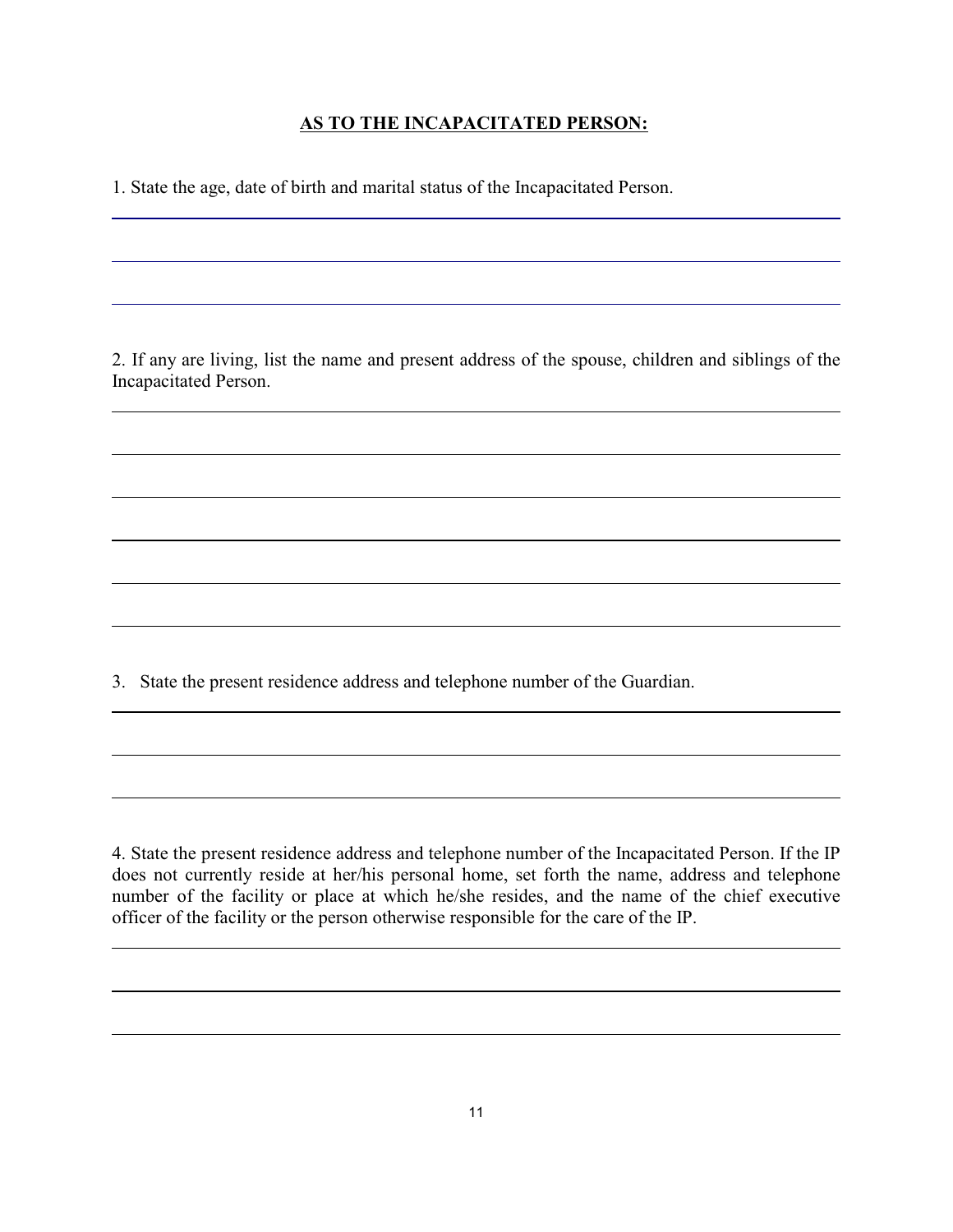**AS TO THE INCAPACITATED PERSON:**

1. State the age, date of birth and marital status of the Incapacitated Person.

2. If any are living, list the name and present address of the spouse, children and siblings of the Incapacitated Person.

3. State the present residence address and telephone number of the Guardian.

4. State the present residence address and telephone number of the Incapacitated Person. If the IP does not currently reside at her/his personal home, set forth the name, address and telephone number of the facility or place at which he/she resides, and the name of the chief executive officer of the facility or the person otherwise responsible for the care of the IP.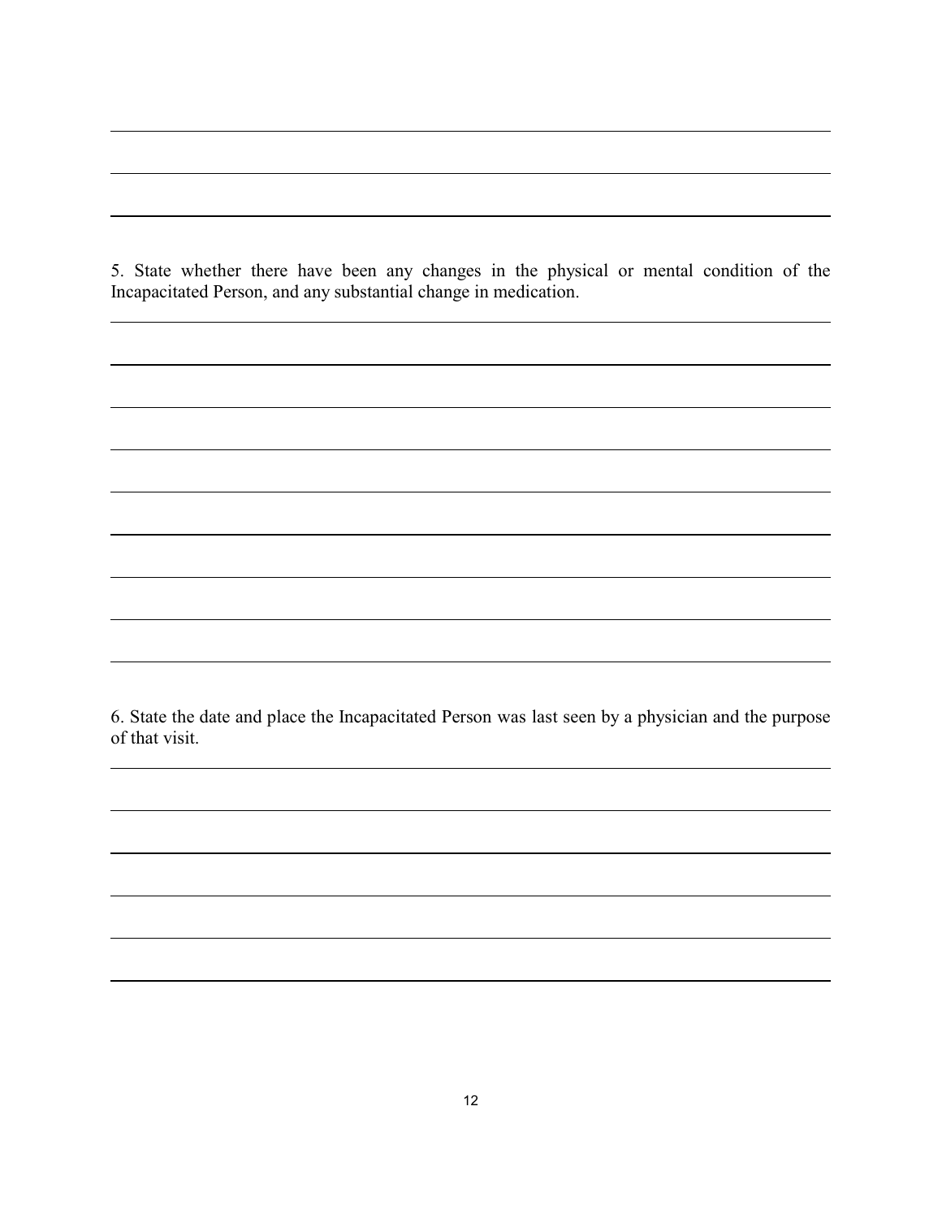5. State whether there have been any changes in the physical or mental condition of the Incapacitated Person, and any substantial change in medication.

6. State the date and place the Incapacitated Person was last seen by a physician and the purpose of that visit.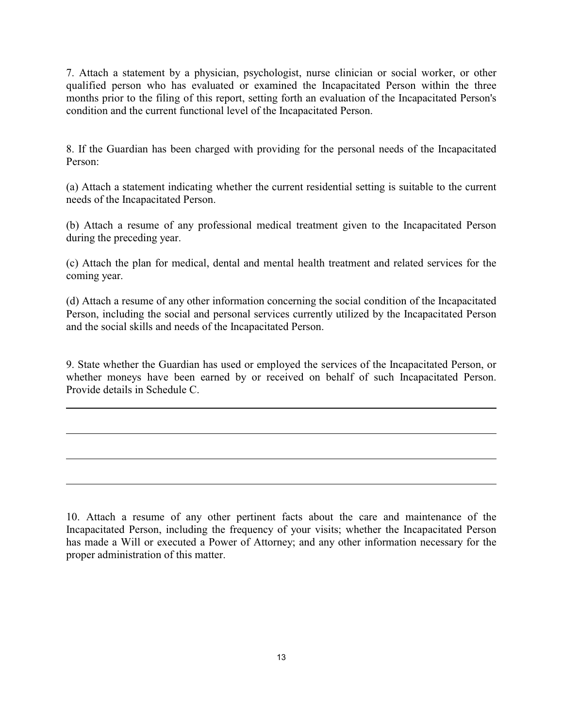7. Attach a statement by a physician, psychologist, nurse clinician or social worker, or other qualified person who has evaluated or examined the Incapacitated Person within the three months prior to the filing of this report, setting forth an evaluation of the Incapacitated Person's condition and the current functional level of the Incapacitated Person.

8. If the Guardian has been charged with providing for the personal needs of the Incapacitated Person:

(a) Attach a statement indicating whether the current residential setting is suitable to the current needs of the Incapacitated Person.

(b) Attach a resume of any professional medical treatment given to the Incapacitated Person during the preceding year.

(c) Attach the plan for medical, dental and mental health treatment and related services for the coming year.

(d) Attach a resume of any other information concerning the social condition of the Incapacitated Person, including the social and personal services currently utilized by the Incapacitated Person and the social skills and needs of the Incapacitated Person.

9. State whether the Guardian has used or employed the services of the Incapacitated Person, or whether moneys have been earned by or received on behalf of such Incapacitated Person. Provide details in Schedule C.

\_\_\_\_\_\_\_\_\_\_\_\_\_\_\_\_\_\_\_\_\_\_\_\_\_\_\_\_\_\_\_\_\_\_\_\_\_\_\_\_\_\_\_\_\_\_\_\_\_\_\_\_\_\_\_\_\_\_\_\_\_\_\_\_\_\_\_\_\_\_\_\_\_\_\_\_

\_\_\_\_\_\_\_\_\_\_\_\_\_\_\_\_\_\_\_\_\_\_\_\_\_\_\_\_\_\_\_\_\_\_\_\_\_\_\_\_\_\_\_\_\_\_\_\_\_\_\_\_\_\_\_\_\_\_\_\_\_\_\_\_\_\_\_\_\_\_\_\_\_\_\_\_

\_\_\_\_\_\_\_\_\_\_\_\_\_\_\_\_\_\_\_\_\_\_\_\_\_\_\_\_\_\_\_\_\_\_\_\_\_\_\_\_\_\_\_\_\_\_\_\_\_\_\_\_\_\_\_\_\_\_\_\_\_\_\_\_\_\_\_\_\_\_\_\_\_\_\_\_

\_\_\_\_\_\_\_\_\_\_\_\_\_\_\_\_\_\_\_\_\_\_\_\_\_\_\_\_\_\_\_\_\_\_\_\_\_\_\_\_\_\_\_\_\_\_\_\_\_\_\_\_\_\_\_\_\_\_\_\_\_\_\_\_\_\_\_\_\_\_\_\_\_\_\_\_

10. Attach a resume of any other pertinent facts about the care and maintenance of the Incapacitated Person, including the frequency of your visits; whether the Incapacitated Person has made a Will or executed a Power of Attorney; and any other information necessary for the proper administration of this matter.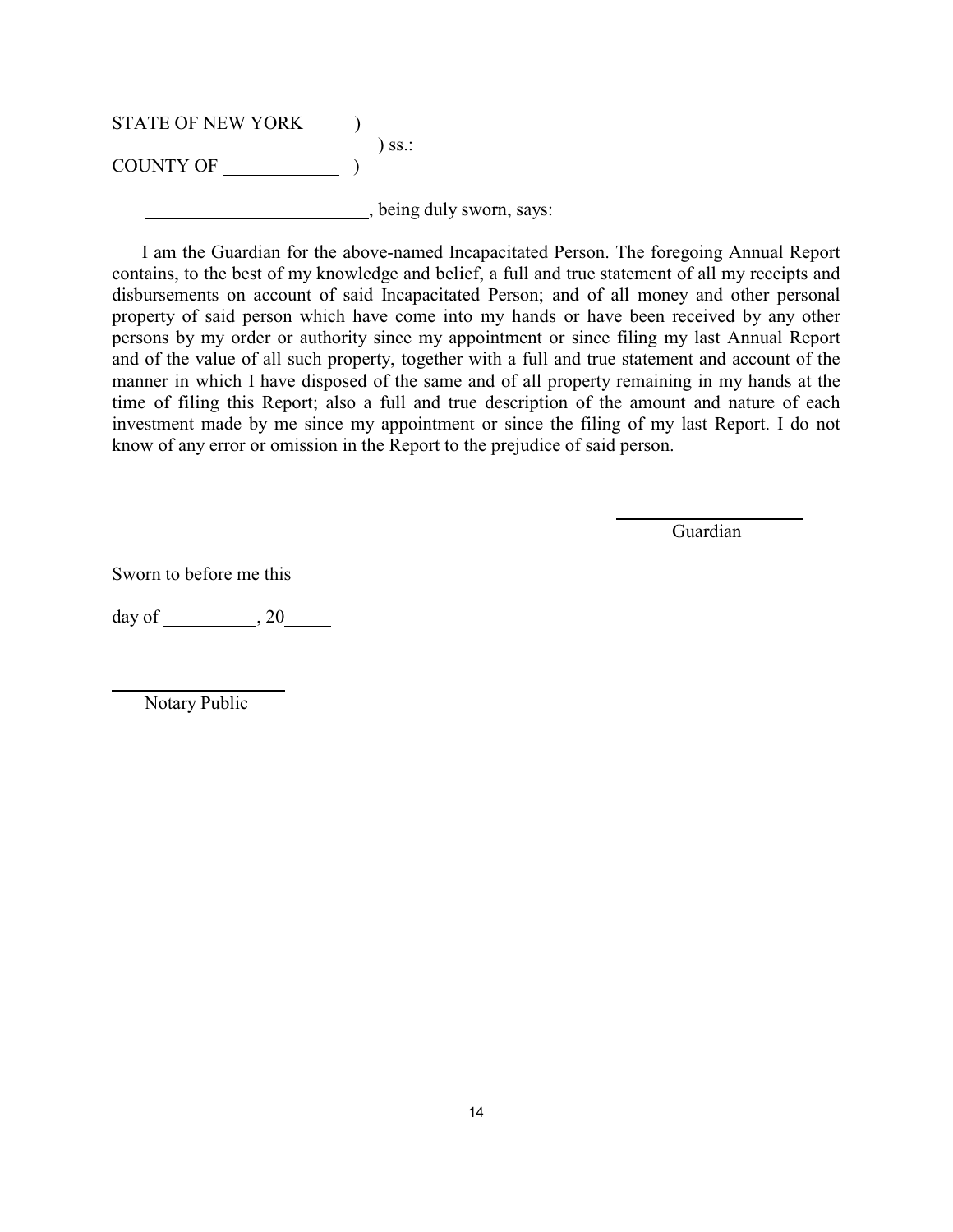STATE OF NEW YORK )
) ss.:
COUNTY OF \_\_\_\_\_\_\_\_\_\_\_\_ )

\_\_\_\_\_\_\_\_\_\_\_\_\_\_\_\_\_\_\_\_\_\_\_\_\_, being duly sworn, says:

I am the Guardian for the above-named Incapacitated Person. The foregoing Annual Report contains, to the best of my knowledge and belief, a full and true statement of all my receipts and disbursements on account of said Incapacitated Person; and of all money and other personal property of said person which have come into my hands or have been received by any other persons by my order or authority since my appointment or since filing my last Annual Report and of the value of all such property, together with a full and true statement and account of the manner in which I have disposed of the same and of all property remaining in my hands at the time of filing this Report; also a full and true description of the amount and nature of each investment made by me since my appointment or since the filing of my last Report. I do not know of any error or omission in the Report to the prejudice of said person.

\_\_\_\_\_\_\_\_\_\_\_\_\_\_\_\_\_\_\_\_
Guardian

Sworn to before me this

day of \_\_\_\_\_\_\_\_\_\_, 20\_\_\_\_\_

\_\_\_\_\_\_\_\_\_\_\_\_\_\_\_\_\_\_\_\_
Notary Public